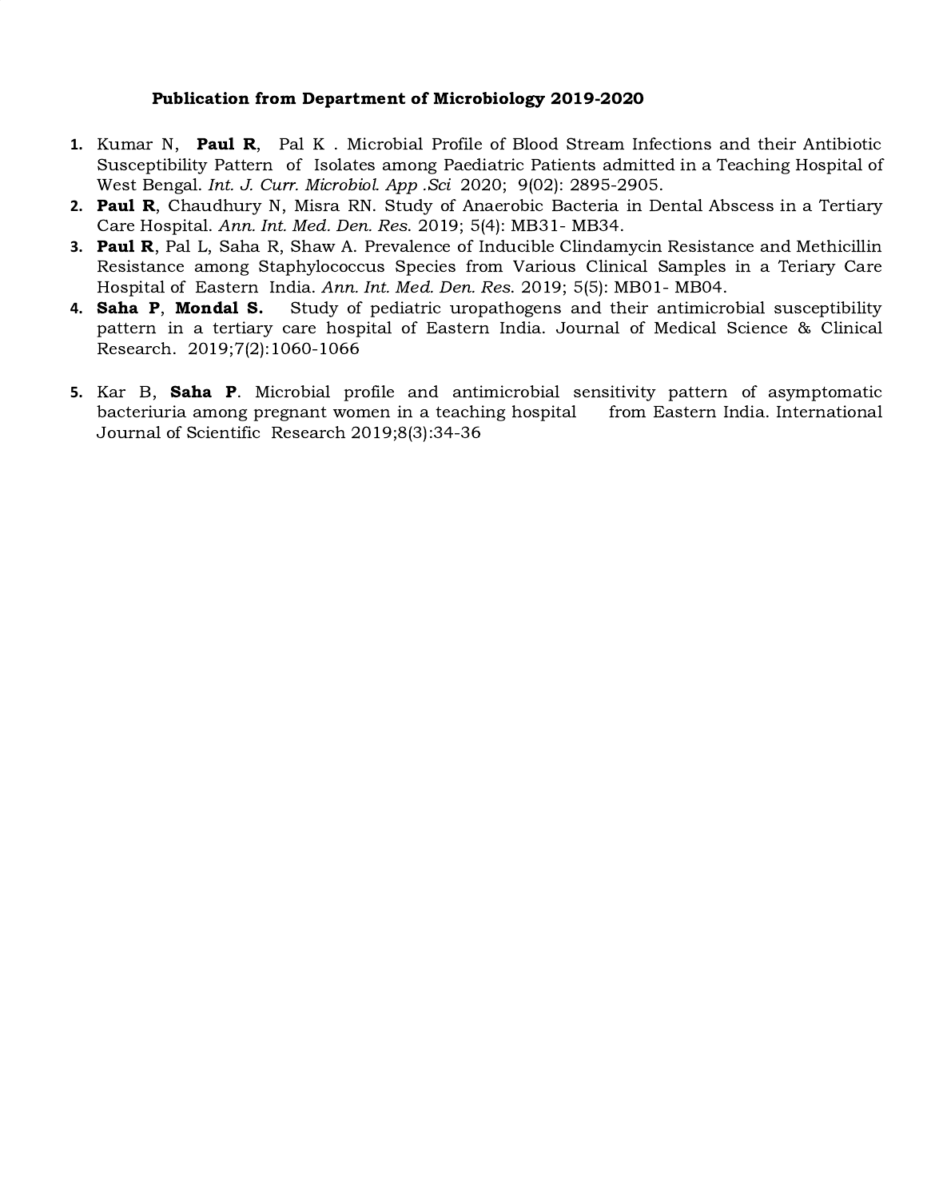### Publication from Department of Microbiology 2019-2020

1. Kumar N, **Paul R**, Pal K . Microbial Profile of Blood Stream Infections and their Antibiotic Susceptibility Pattern of Isolates among Paediatric Patients admitted in a Teaching Hospital of West Bengal. *Int. J. Curr. Microbiol. App .Sci* 2020; 9(02): 2895-2905.
2. **Paul R**, Chaudhury N, Misra RN. Study of Anaerobic Bacteria in Dental Abscess in a Tertiary Care Hospital. *Ann. Int. Med. Den. Res.* 2019; 5(4): MB31- MB34.
3. **Paul R**, Pal L, Saha R, Shaw A. Prevalence of Inducible Clindamycin Resistance and Methicillin Resistance among Staphylococcus Species from Various Clinical Samples in a Teriary Care Hospital of Eastern India. *Ann. Int. Med. Den. Res.* 2019; 5(5): MB01- MB04.
4. **Saha P**, **Mondal S.** Study of pediatric uropathogens and their antimicrobial susceptibility pattern in a tertiary care hospital of Eastern India. Journal of Medical Science & Clinical Research. 2019;7(2):1060-1066
5. Kar B, **Saha P**. Microbial profile and antimicrobial sensitivity pattern of asymptomatic bacteriuria among pregnant women in a teaching hospital from Eastern India. International Journal of Scientific Research 2019;8(3):34-36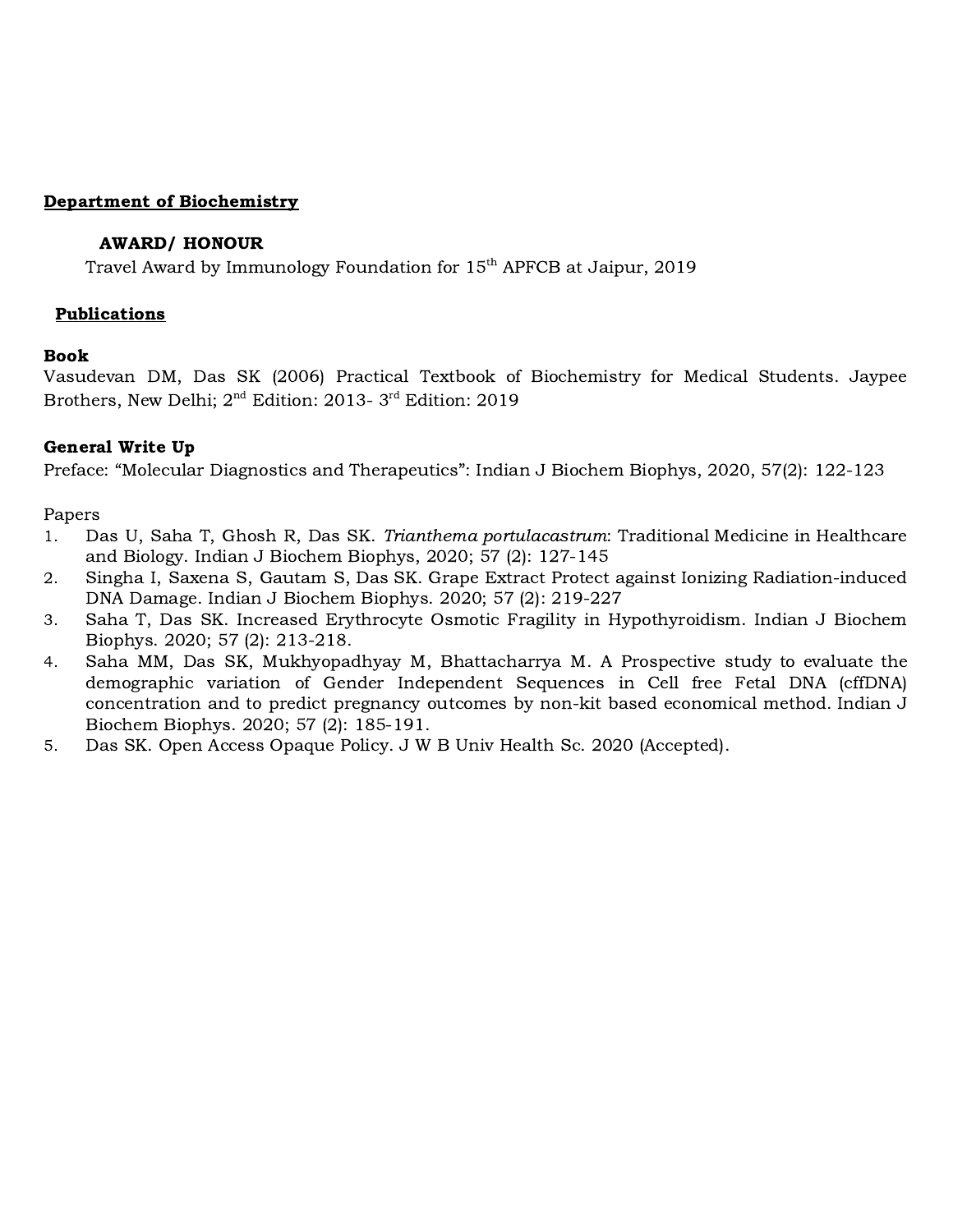## Department of Biochemistry

### AWARD/ HONOUR

Travel Award by Immunology Foundation for 15th APFCB at Jaipur, 2019

### Publications

**Book**

Vasudevan DM, Das SK (2006) Practical Textbook of Biochemistry for Medical Students. Jaypee Brothers, New Delhi; 2nd Edition: 2013- 3rd Edition: 2019

**General Write Up**

Preface: "Molecular Diagnostics and Therapeutics": Indian J Biochem Biophys, 2020, 57(2): 122-123

Papers

1. Das U, Saha T, Ghosh R, Das SK. *Trianthema portulacastrum*: Traditional Medicine in Healthcare and Biology. Indian J Biochem Biophys, 2020; 57 (2): 127-145
2. Singha I, Saxena S, Gautam S, Das SK. Grape Extract Protect against Ionizing Radiation-induced DNA Damage. Indian J Biochem Biophys. 2020; 57 (2): 219-227
3. Saha T, Das SK. Increased Erythrocyte Osmotic Fragility in Hypothyroidism. Indian J Biochem Biophys. 2020; 57 (2): 213-218.
4. Saha MM, Das SK, Mukhyopadhyay M, Bhattacharrya M. A Prospective study to evaluate the demographic variation of Gender Independent Sequences in Cell free Fetal DNA (cffDNA) concentration and to predict pregnancy outcomes by non-kit based economical method. Indian J Biochem Biophys. 2020; 57 (2): 185-191.
5. Das SK. Open Access Opaque Policy. J W B Univ Health Sc. 2020 (Accepted).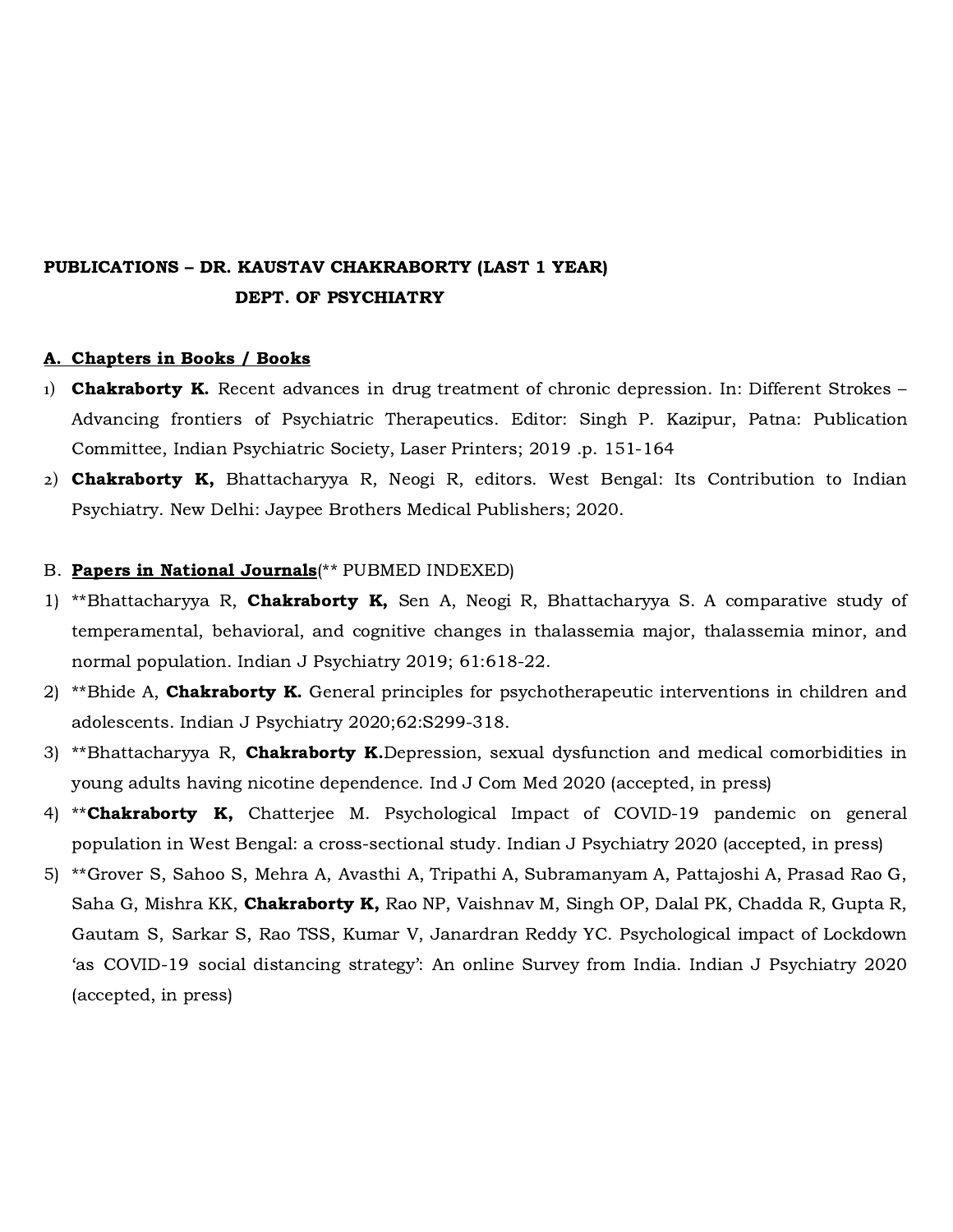**PUBLICATIONS – DR. KAUSTAV CHAKRABORTY (LAST 1 YEAR)**
**DEPT. OF PSYCHIATRY**

## A. Chapters in Books / Books

1) **Chakraborty K.** Recent advances in drug treatment of chronic depression. In: Different Strokes – Advancing frontiers of Psychiatric Therapeutics. Editor: Singh P. Kazipur, Patna: Publication Committee, Indian Psychiatric Society, Laser Printers; 2019 .p. 151-164
2) **Chakraborty K,** Bhattacharyya R, Neogi R, editors. West Bengal: Its Contribution to Indian Psychiatry. New Delhi: Jaypee Brothers Medical Publishers; 2020.

## B. Papers in National Journals(** PUBMED INDEXED)

1) **Bhattacharyya R, **Chakraborty K,** Sen A, Neogi R, Bhattacharyya S. A comparative study of temperamental, behavioral, and cognitive changes in thalassemia major, thalassemia minor, and normal population. Indian J Psychiatry 2019; 61:618-22.
2) **Bhide A, **Chakraborty K.** General principles for psychotherapeutic interventions in children and adolescents. Indian J Psychiatry 2020;62:S299-318.
3) **Bhattacharyya R, **Chakraborty K.**Depression, sexual dysfunction and medical comorbidities in young adults having nicotine dependence. Ind J Com Med 2020 (accepted, in press)
4) ****Chakraborty K,** Chatterjee M. Psychological Impact of COVID-19 pandemic on general population in West Bengal: a cross-sectional study. Indian J Psychiatry 2020 (accepted, in press)
5) **Grover S, Sahoo S, Mehra A, Avasthi A, Tripathi A, Subramanyam A, Pattajoshi A, Prasad Rao G, Saha G, Mishra KK, **Chakraborty K,** Rao NP, Vaishnav M, Singh OP, Dalal PK, Chadda R, Gupta R, Gautam S, Sarkar S, Rao TSS, Kumar V, Janardran Reddy YC. Psychological impact of Lockdown 'as COVID-19 social distancing strategy': An online Survey from India. Indian J Psychiatry 2020 (accepted, in press)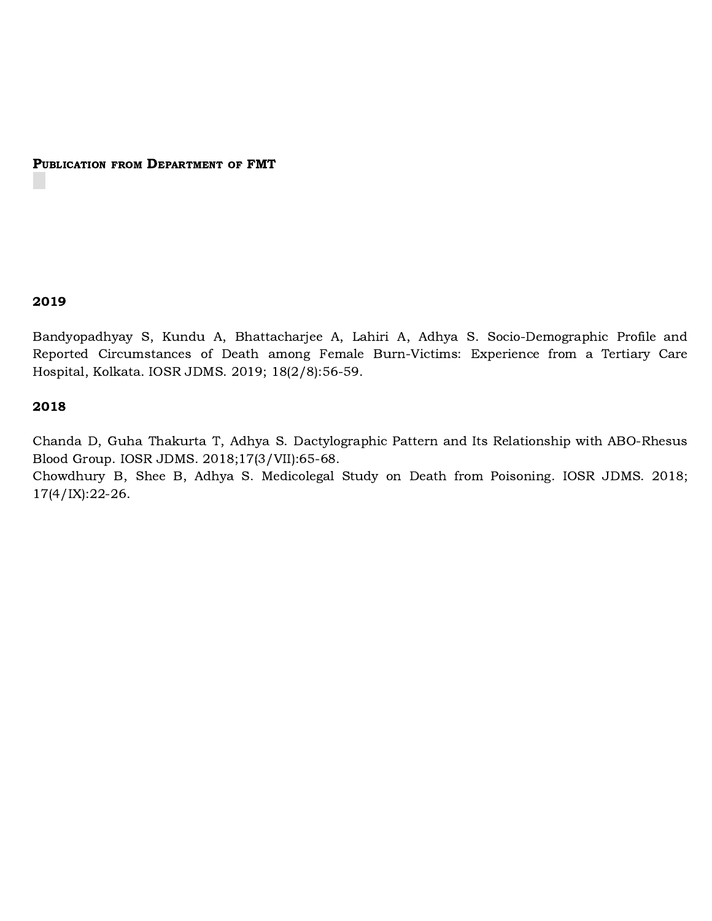## Publication from Department of FMT

### 2019

Bandyopadhyay S, Kundu A, Bhattacharjee A, Lahiri A, Adhya S. Socio-Demographic Profile and Reported Circumstances of Death among Female Burn-Victims: Experience from a Tertiary Care Hospital, Kolkata. IOSR JDMS. 2019; 18(2/8):56-59.

### 2018

Chanda D, Guha Thakurta T, Adhya S. Dactylographic Pattern and Its Relationship with ABO-Rhesus Blood Group. IOSR JDMS. 2018;17(3/VII):65-68.

Chowdhury B, Shee B, Adhya S. Medicolegal Study on Death from Poisoning. IOSR JDMS. 2018; 17(4/IX):22-26.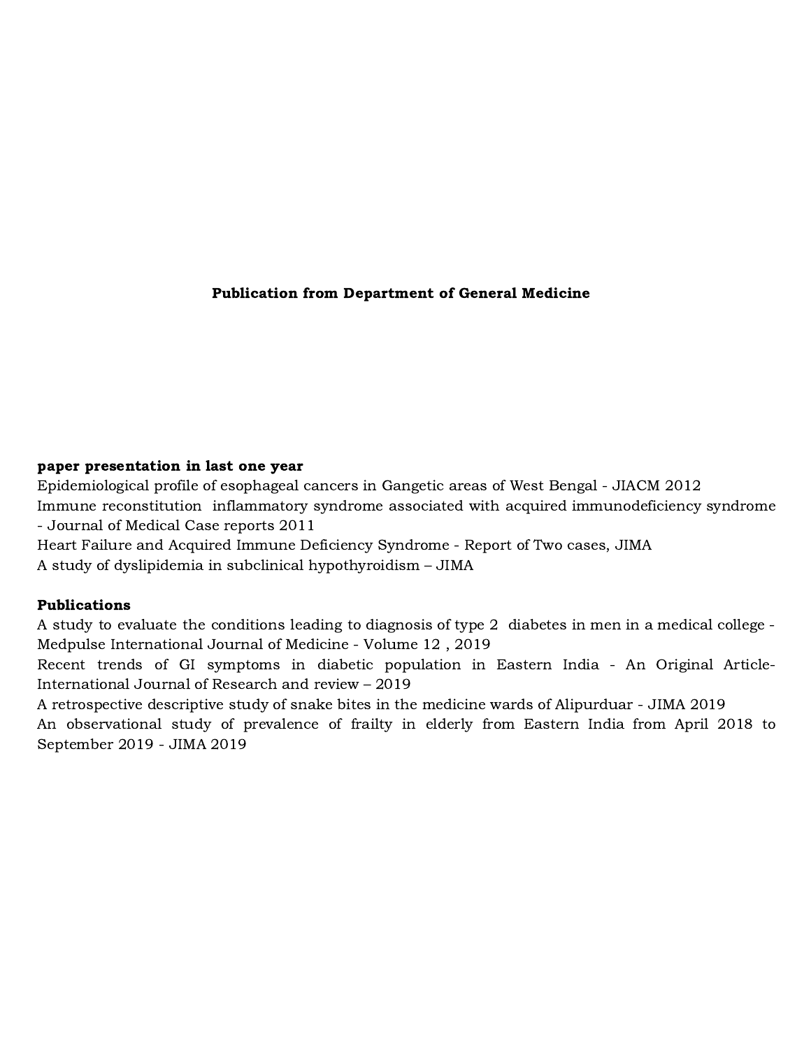**Publication from Department of General Medicine**

**paper presentation in last one year**

Epidemiological profile of esophageal cancers in Gangetic areas of West Bengal - JIACM 2012

Immune reconstitution inflammatory syndrome associated with acquired immunodeficiency syndrome - Journal of Medical Case reports 2011

Heart Failure and Acquired Immune Deficiency Syndrome - Report of Two cases, JIMA

A study of dyslipidemia in subclinical hypothyroidism – JIMA

**Publications**

A study to evaluate the conditions leading to diagnosis of type 2 diabetes in men in a medical college - Medpulse International Journal of Medicine - Volume 12 , 2019

Recent trends of GI symptoms in diabetic population in Eastern India - An Original Article-International Journal of Research and review – 2019

A retrospective descriptive study of snake bites in the medicine wards of Alipurduar - JIMA 2019

An observational study of prevalence of frailty in elderly from Eastern India from April 2018 to September 2019 - JIMA 2019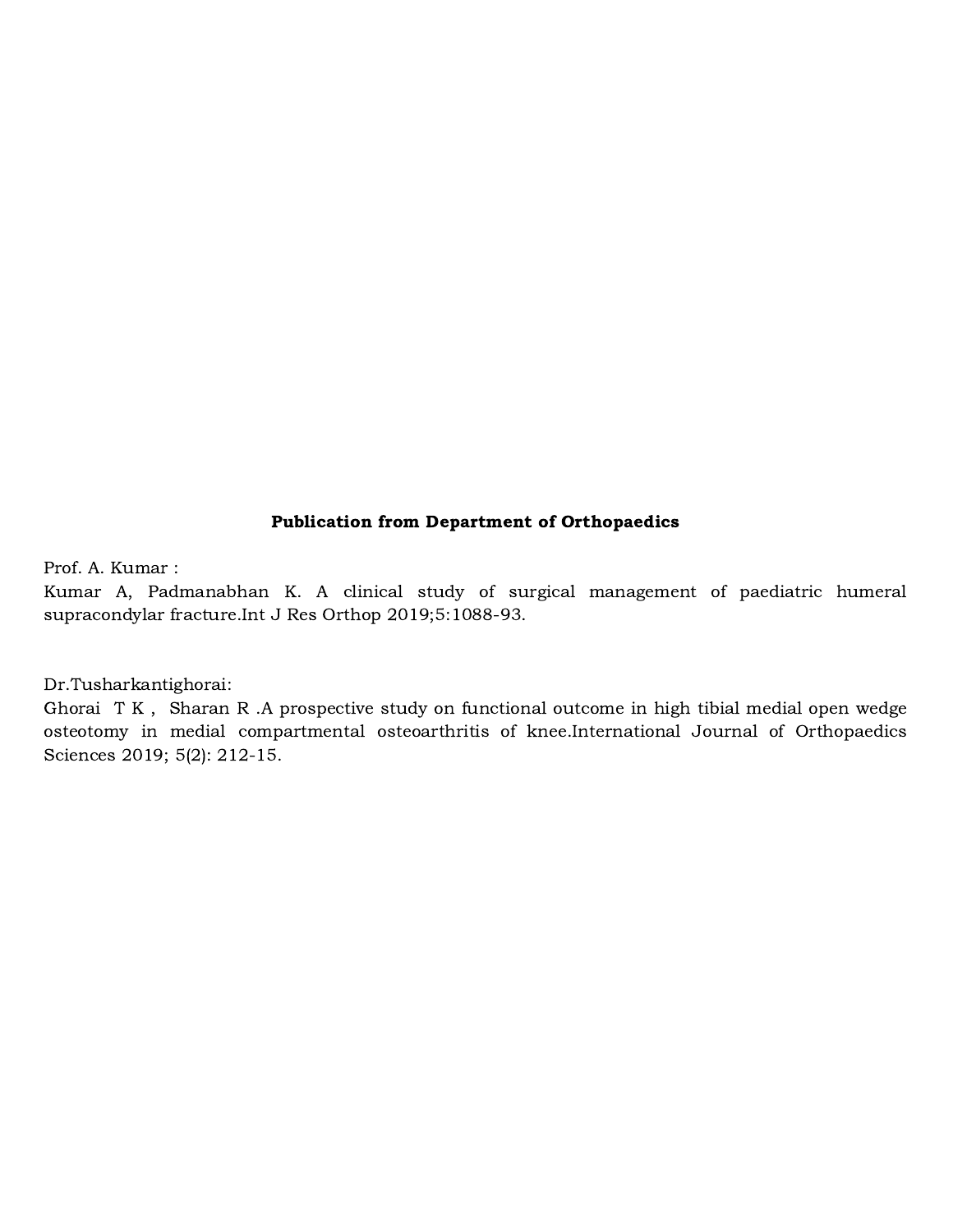**Publication from Department of Orthopaedics**

Prof. A. Kumar :
Kumar A, Padmanabhan K. A clinical study of surgical management of paediatric humeral supracondylar fracture.Int J Res Orthop 2019;5:1088-93.

Dr.Tusharkantighorai:
Ghorai T K , Sharan R .A prospective study on functional outcome in high tibial medial open wedge osteotomy in medial compartmental osteoarthritis of knee.International Journal of Orthopaedics Sciences 2019; 5(2): 212-15.